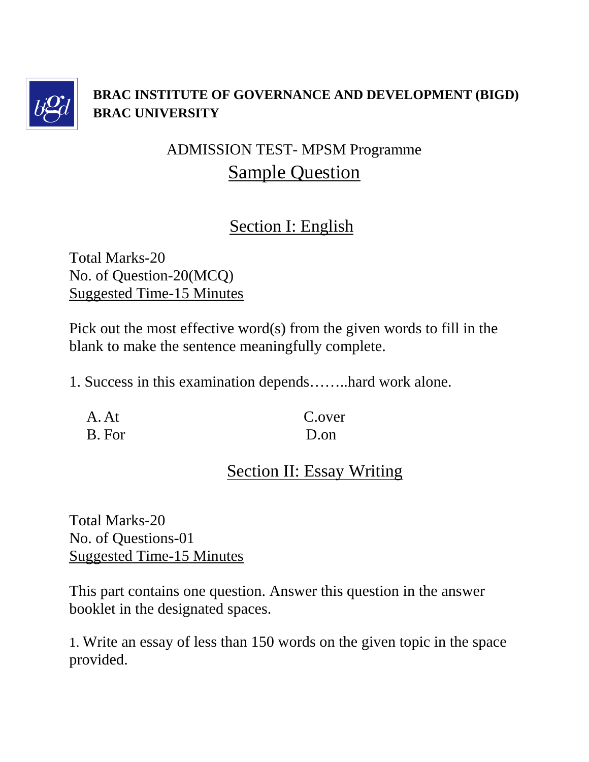**BRAC INSTITUTE OF GOVERNANCE AND DEVELOPMENT (BIGD)**
**BRAC UNIVERSITY**

ADMISSION TEST- MPSM Programme

# Sample Question

## Section I: English

Total Marks-20
No. of Question-20(MCQ)
Suggested Time-15 Minutes

Pick out the most effective word(s) from the given words to fill in the blank to make the sentence meaningfully complete.

1. Success in this examination depends……..hard work alone.

A. At
B. For
C.over
D.on

## Section II: Essay Writing

Total Marks-20
No. of Questions-01
Suggested Time-15 Minutes

This part contains one question. Answer this question in the answer booklet in the designated spaces.

1. Write an essay of less than 150 words on the given topic in the space provided.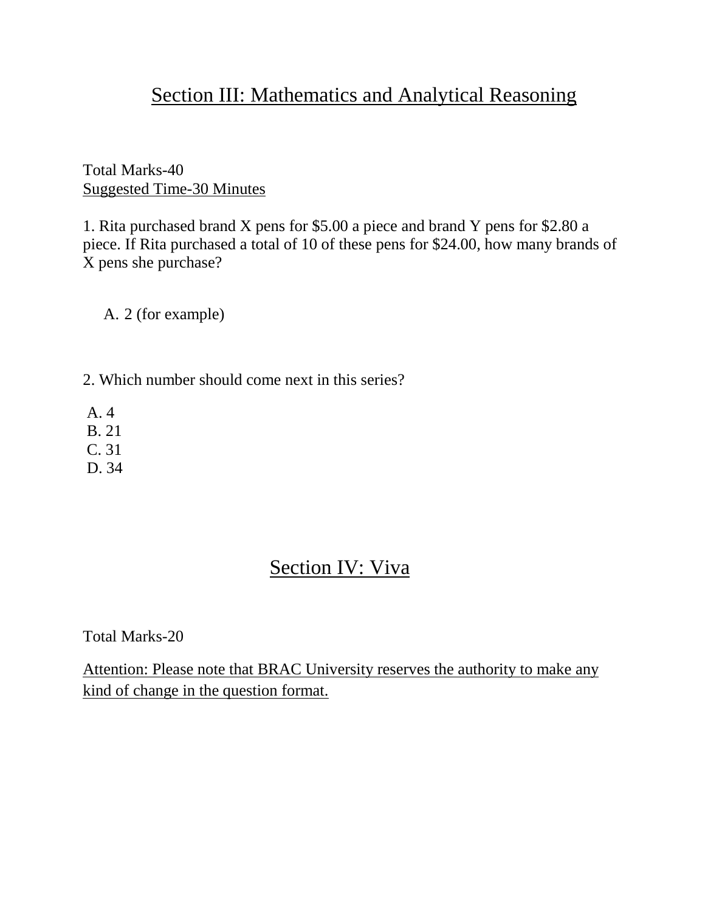## Section III: Mathematics and Analytical Reasoning

Total Marks-40

Suggested Time-30 Minutes

1. Rita purchased brand X pens for $5.00 a piece and brand Y pens for $2.80 a piece. If Rita purchased a total of 10 of these pens for $24.00, how many brands of X pens she purchase?

   A. 2 (for example)

2. Which number should come next in this series?

   A. 4
   B. 21
   C. 31
   D. 34

## Section IV: Viva

Total Marks-20

Attention: Please note that BRAC University reserves the authority to make any kind of change in the question format.